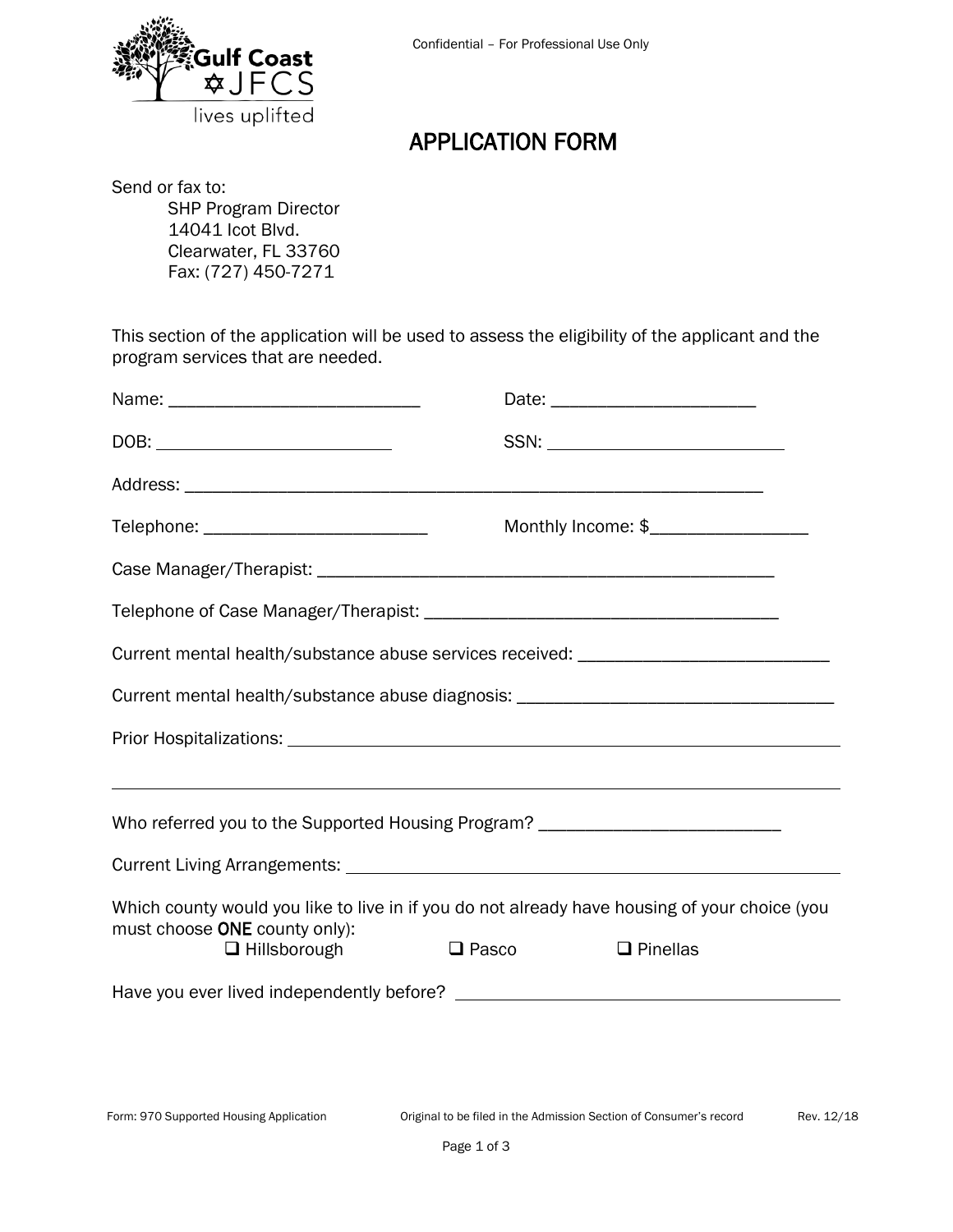Gulf Coast JFCS

lives uplifted

Confidential – For Professional Use Only

# APPLICATION FORM

Send or fax to:

SHP Program Director
14041 Icot Blvd.
Clearwater, FL 33760
Fax: (727) 450-7271

This section of the application will be used to assess the eligibility of the applicant and the program services that are needed.

Name: ___________________________ Date: ______________________

DOB: _________________________ SSN: _________________________

Address: ______________________________________________________________

Telephone: ________________________ Monthly Income: $________________

Case Manager/Therapist: _________________________________________________

Telephone of Case Manager/Therapist: ______________________________________

Current mental health/substance abuse services received: ___________________________

Current mental health/substance abuse diagnosis: __________________________________

Prior Hospitalizations: ____________________________________________________________

______________________________________________________________________________

Who referred you to the Supported Housing Program? __________________________

Current Living Arrangements: _______________________________________________________

Which county would you like to live in if you do not already have housing of your choice (you must choose **ONE** county only):

- ☐ Hillsborough
- ☐ Pasco
- ☐ Pinellas

Have you ever lived independently before? ________________________________________

Form: 970 Supported Housing Application Original to be filed in the Admission Section of Consumer's record Rev. 12/18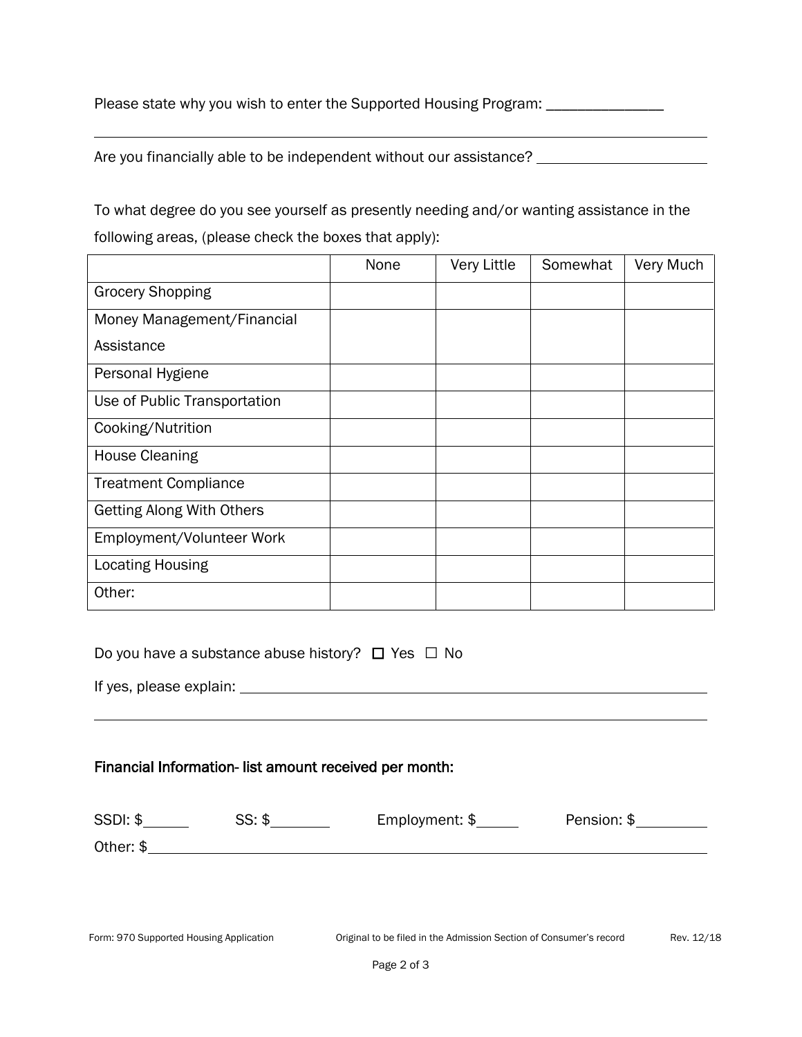Please state why you wish to enter the Supported Housing Program: _______________

_______________________________________________________________________________

Are you financially able to be independent without our assistance? ______________________

To what degree do you see yourself as presently needing and/or wanting assistance in the following areas, (please check the boxes that apply):

| | None | Very Little | Somewhat | Very Much |
|---|---|---|---|---|
| Grocery Shopping | | | | |
| Money Management/Financial Assistance | | | | |
| Personal Hygiene | | | | |
| Use of Public Transportation | | | | |
| Cooking/Nutrition | | | | |
| House Cleaning | | | | |
| Treatment Compliance | | | | |
| Getting Along With Others | | | | |
| Employment/Volunteer Work | | | | |
| Locating Housing | | | | |
| Other: | | | | |

Do you have a substance abuse history? ☐ Yes ☐ No

If yes, please explain: _______________________________________________________________

_______________________________________________________________________________

**Financial Information- list amount received per month:**

SSDI: $______ SS: $________ Employment: $______ Pension: $_________

Other: $_______________________________________________________________________

Form: 970 Supported Housing Application Original to be filed in the Admission Section of Consumer's record Rev. 12/18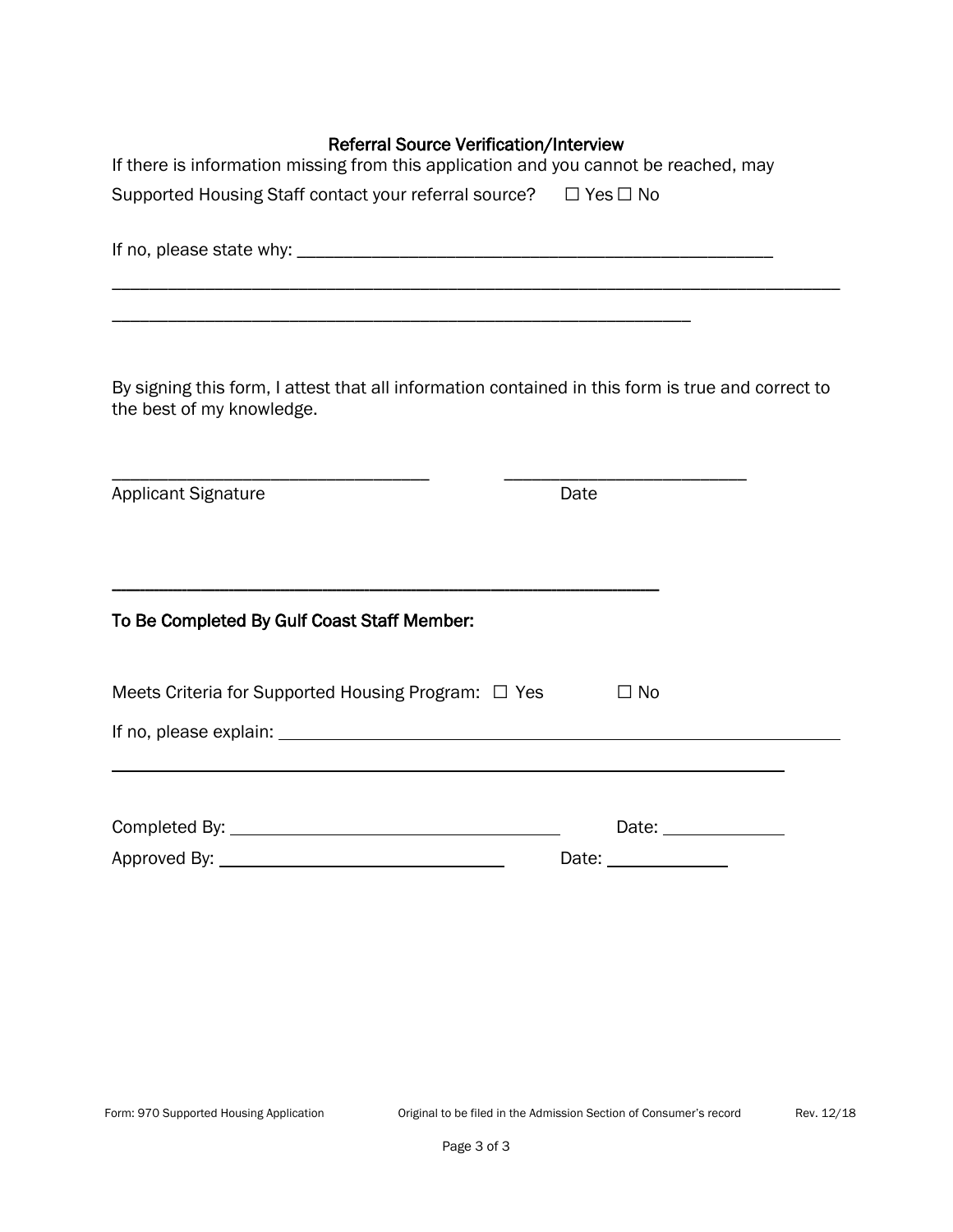## Referral Source Verification/Interview

If there is information missing from this application and you cannot be reached, may Supported Housing Staff contact your referral source? ☐ Yes ☐ No

If no, please state why: ____________________________________________________

______________________________________________________________________________

______________________________________________________________

By signing this form, I attest that all information contained in this form is true and correct to the best of my knowledge.

__________________________________ __________________________

Applicant Signature Date

______________________________________________________________

**To Be Completed By Gulf Coast Staff Member:**

Meets Criteria for Supported Housing Program: ☐ Yes ☐ No

If no, please explain: ________________________________________________________

______________________________________________________________________

Completed By: ____________________________________ Date: ____________

Approved By: ________________________________ Date: ____________

Form: 970 Supported Housing Application Original to be filed in the Admission Section of Consumer's record Rev. 12/18